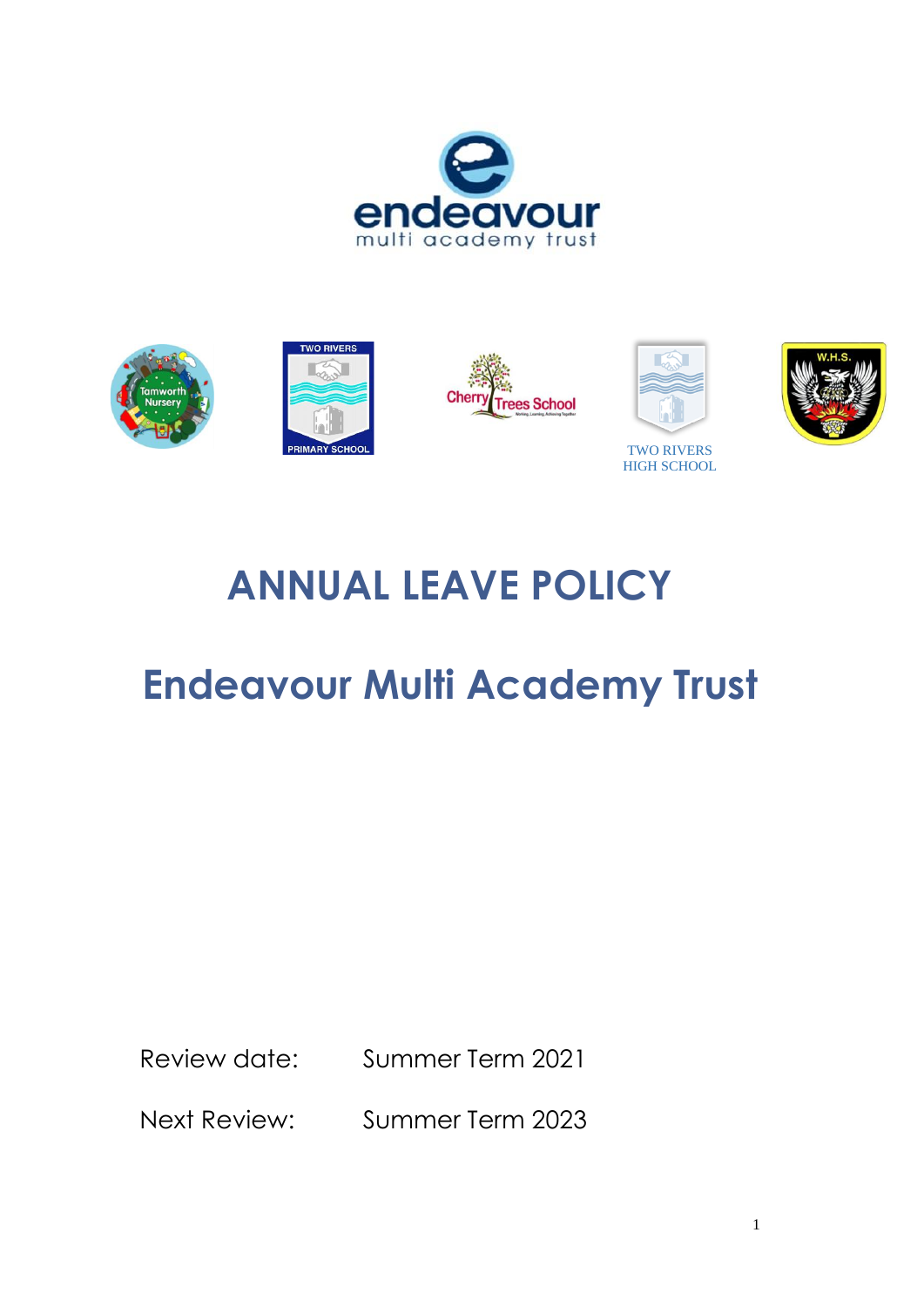endeavour
multi academy trust

TWO RIVERS
HIGH SCHOOL

# ANNUAL LEAVE POLICY

# Endeavour Multi Academy Trust

Review date: Summer Term 2021

Next Review: Summer Term 2023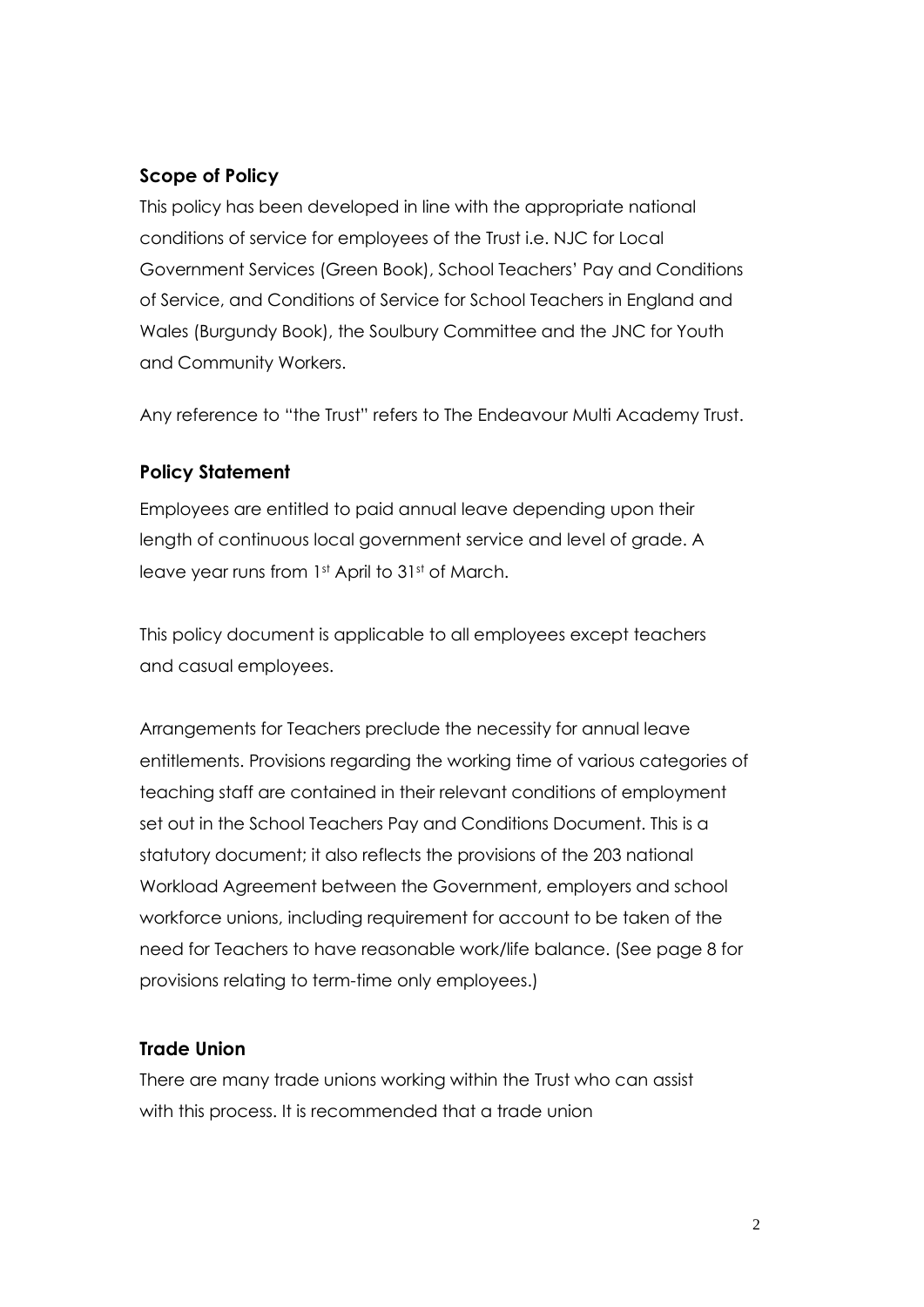## Scope of Policy

This policy has been developed in line with the appropriate national conditions of service for employees of the Trust i.e. NJC for Local Government Services (Green Book), School Teachers' Pay and Conditions of Service, and Conditions of Service for School Teachers in England and Wales (Burgundy Book), the Soulbury Committee and the JNC for Youth and Community Workers.

Any reference to "the Trust" refers to The Endeavour Multi Academy Trust.

## Policy Statement

Employees are entitled to paid annual leave depending upon their length of continuous local government service and level of grade. A leave year runs from 1st April to 31st of March.

This policy document is applicable to all employees except teachers and casual employees.

Arrangements for Teachers preclude the necessity for annual leave entitlements. Provisions regarding the working time of various categories of teaching staff are contained in their relevant conditions of employment set out in the School Teachers Pay and Conditions Document. This is a statutory document; it also reflects the provisions of the 203 national Workload Agreement between the Government, employers and school workforce unions, including requirement for account to be taken of the need for Teachers to have reasonable work/life balance. (See page 8 for provisions relating to term-time only employees.)

## Trade Union

There are many trade unions working within the Trust who can assist with this process. It is recommended that a trade union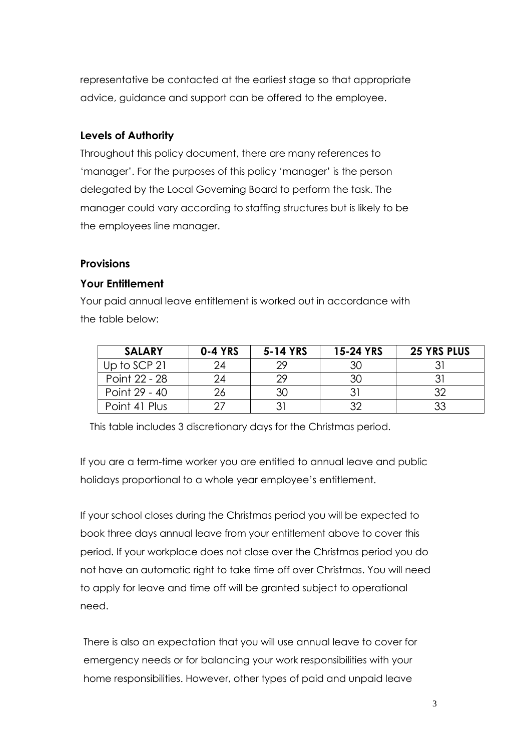representative be contacted at the earliest stage so that appropriate advice, guidance and support can be offered to the employee.

### Levels of Authority

Throughout this policy document, there are many references to 'manager'. For the purposes of this policy 'manager' is the person delegated by the Local Governing Board to perform the task. The manager could vary according to staffing structures but is likely to be the employees line manager.

### Provisions

### Your Entitlement

Your paid annual leave entitlement is worked out in accordance with the table below:

| SALARY | 0-4 YRS | 5-14 YRS | 15-24 YRS | 25 YRS PLUS |
| --- | --- | --- | --- | --- |
| Up to SCP 21 | 24 | 29 | 30 | 31 |
| Point 22 - 28 | 24 | 29 | 30 | 31 |
| Point 29 - 40 | 26 | 30 | 31 | 32 |
| Point 41 Plus | 27 | 31 | 32 | 33 |

This table includes 3 discretionary days for the Christmas period.

If you are a term-time worker you are entitled to annual leave and public holidays proportional to a whole year employee's entitlement.

If your school closes during the Christmas period you will be expected to book three days annual leave from your entitlement above to cover this period. If your workplace does not close over the Christmas period you do not have an automatic right to take time off over Christmas. You will need to apply for leave and time off will be granted subject to operational need.

There is also an expectation that you will use annual leave to cover for emergency needs or for balancing your work responsibilities with your home responsibilities. However, other types of paid and unpaid leave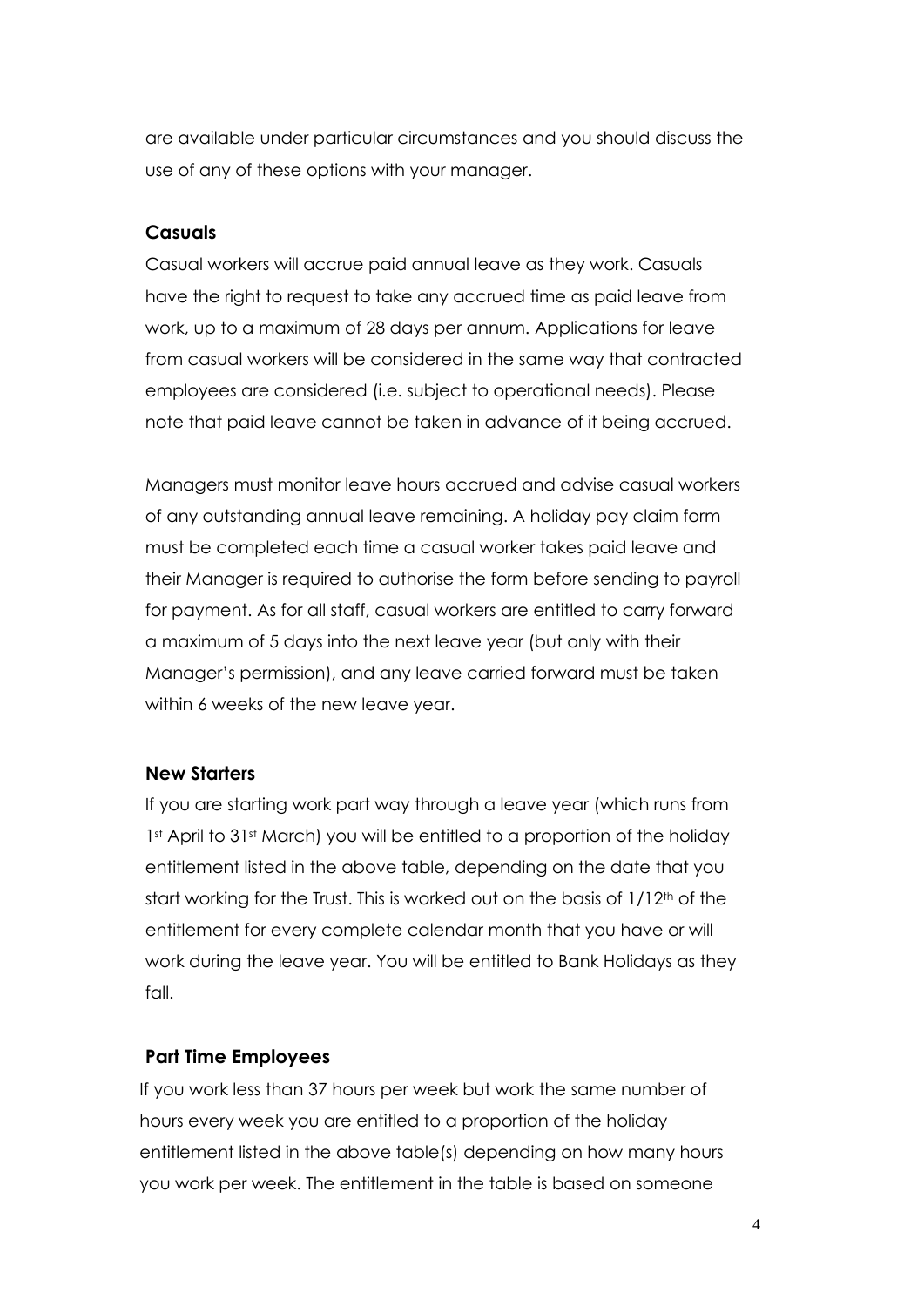are available under particular circumstances and you should discuss the use of any of these options with your manager.

### Casuals

Casual workers will accrue paid annual leave as they work. Casuals have the right to request to take any accrued time as paid leave from work, up to a maximum of 28 days per annum. Applications for leave from casual workers will be considered in the same way that contracted employees are considered (i.e. subject to operational needs). Please note that paid leave cannot be taken in advance of it being accrued.

Managers must monitor leave hours accrued and advise casual workers of any outstanding annual leave remaining. A holiday pay claim form must be completed each time a casual worker takes paid leave and their Manager is required to authorise the form before sending to payroll for payment. As for all staff, casual workers are entitled to carry forward a maximum of 5 days into the next leave year (but only with their Manager's permission), and any leave carried forward must be taken within 6 weeks of the new leave year.

### New Starters

If you are starting work part way through a leave year (which runs from 1st April to 31st March) you will be entitled to a proportion of the holiday entitlement listed in the above table, depending on the date that you start working for the Trust. This is worked out on the basis of 1/12th of the entitlement for every complete calendar month that you have or will work during the leave year. You will be entitled to Bank Holidays as they fall.

### Part Time Employees

If you work less than 37 hours per week but work the same number of hours every week you are entitled to a proportion of the holiday entitlement listed in the above table(s) depending on how many hours you work per week. The entitlement in the table is based on someone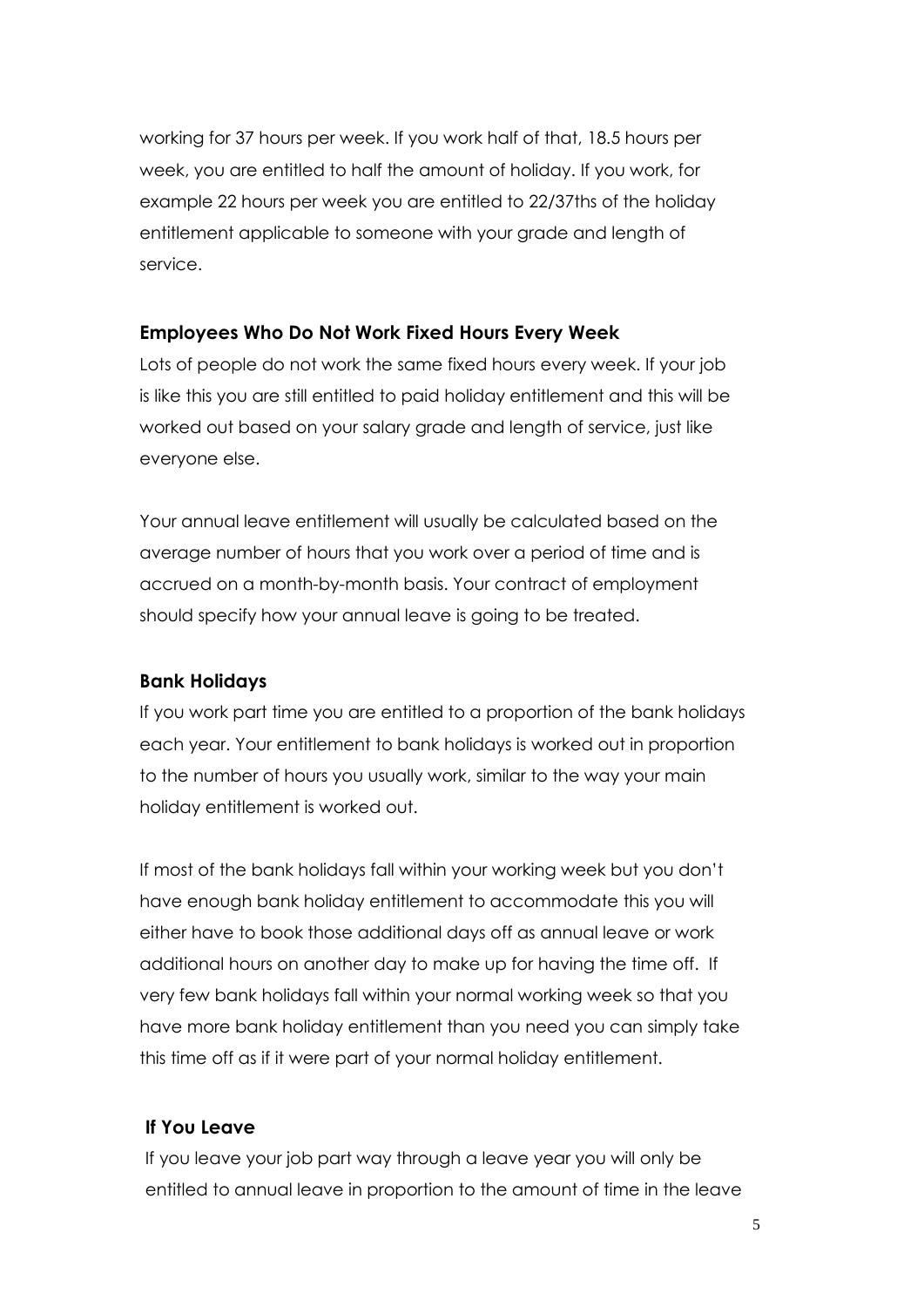working for 37 hours per week. If you work half of that, 18.5 hours per week, you are entitled to half the amount of holiday. If you work, for example 22 hours per week you are entitled to 22/37ths of the holiday entitlement applicable to someone with your grade and length of service.

### Employees Who Do Not Work Fixed Hours Every Week

Lots of people do not work the same fixed hours every week. If your job is like this you are still entitled to paid holiday entitlement and this will be worked out based on your salary grade and length of service, just like everyone else.

Your annual leave entitlement will usually be calculated based on the average number of hours that you work over a period of time and is accrued on a month-by-month basis. Your contract of employment should specify how your annual leave is going to be treated.

### Bank Holidays

If you work part time you are entitled to a proportion of the bank holidays each year. Your entitlement to bank holidays is worked out in proportion to the number of hours you usually work, similar to the way your main holiday entitlement is worked out.

If most of the bank holidays fall within your working week but you don't have enough bank holiday entitlement to accommodate this you will either have to book those additional days off as annual leave or work additional hours on another day to make up for having the time off. If very few bank holidays fall within your normal working week so that you have more bank holiday entitlement than you need you can simply take this time off as if it were part of your normal holiday entitlement.

### If You Leave

If you leave your job part way through a leave year you will only be entitled to annual leave in proportion to the amount of time in the leave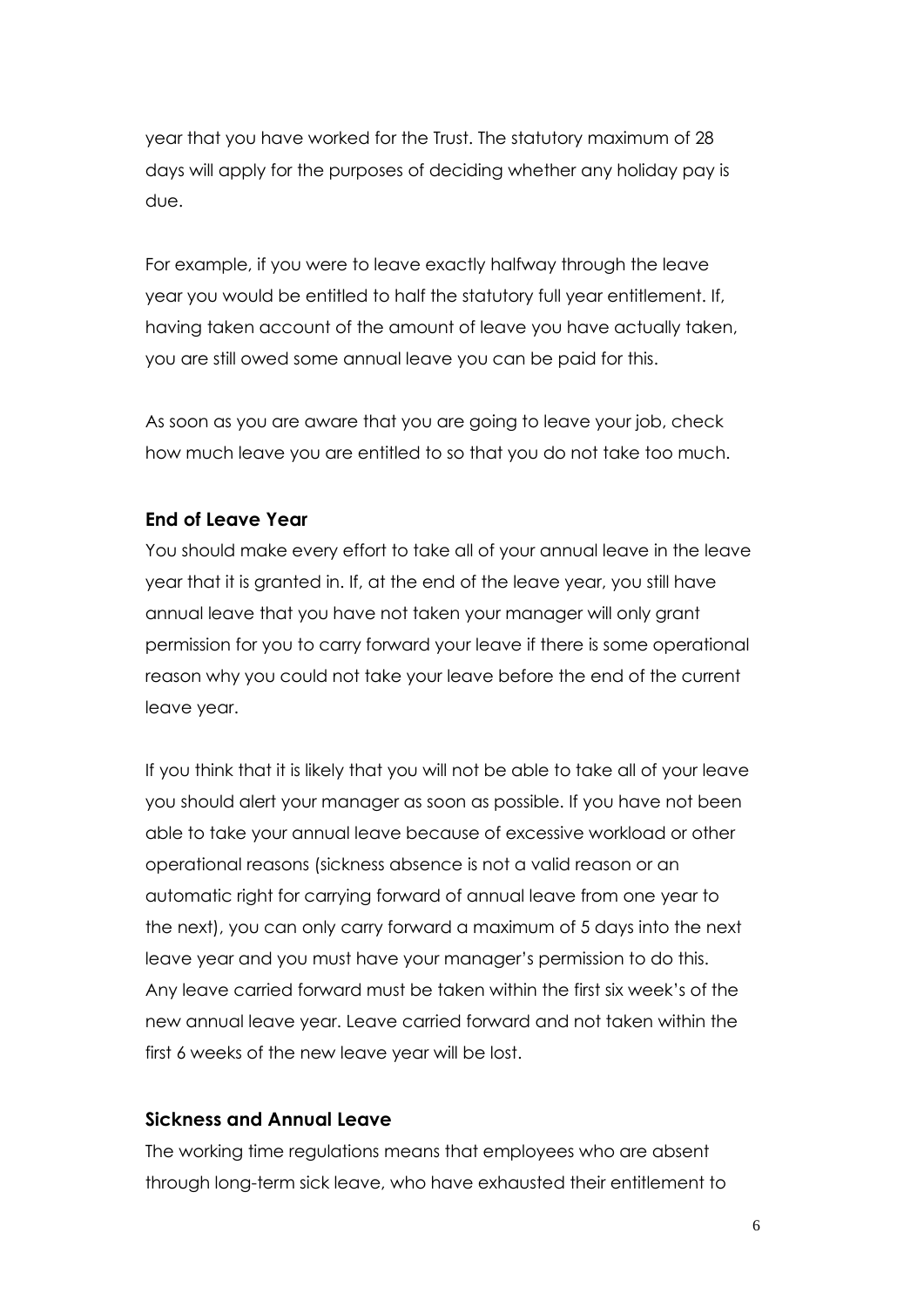year that you have worked for the Trust. The statutory maximum of 28 days will apply for the purposes of deciding whether any holiday pay is due.

For example, if you were to leave exactly halfway through the leave year you would be entitled to half the statutory full year entitlement. If, having taken account of the amount of leave you have actually taken, you are still owed some annual leave you can be paid for this.

As soon as you are aware that you are going to leave your job, check how much leave you are entitled to so that you do not take too much.

**End of Leave Year**

You should make every effort to take all of your annual leave in the leave year that it is granted in. If, at the end of the leave year, you still have annual leave that you have not taken your manager will only grant permission for you to carry forward your leave if there is some operational reason why you could not take your leave before the end of the current leave year.

If you think that it is likely that you will not be able to take all of your leave you should alert your manager as soon as possible. If you have not been able to take your annual leave because of excessive workload or other operational reasons (sickness absence is not a valid reason or an automatic right for carrying forward of annual leave from one year to the next), you can only carry forward a maximum of 5 days into the next leave year and you must have your manager's permission to do this. Any leave carried forward must be taken within the first six week's of the new annual leave year. Leave carried forward and not taken within the first 6 weeks of the new leave year will be lost.

**Sickness and Annual Leave**

The working time regulations means that employees who are absent through long-term sick leave, who have exhausted their entitlement to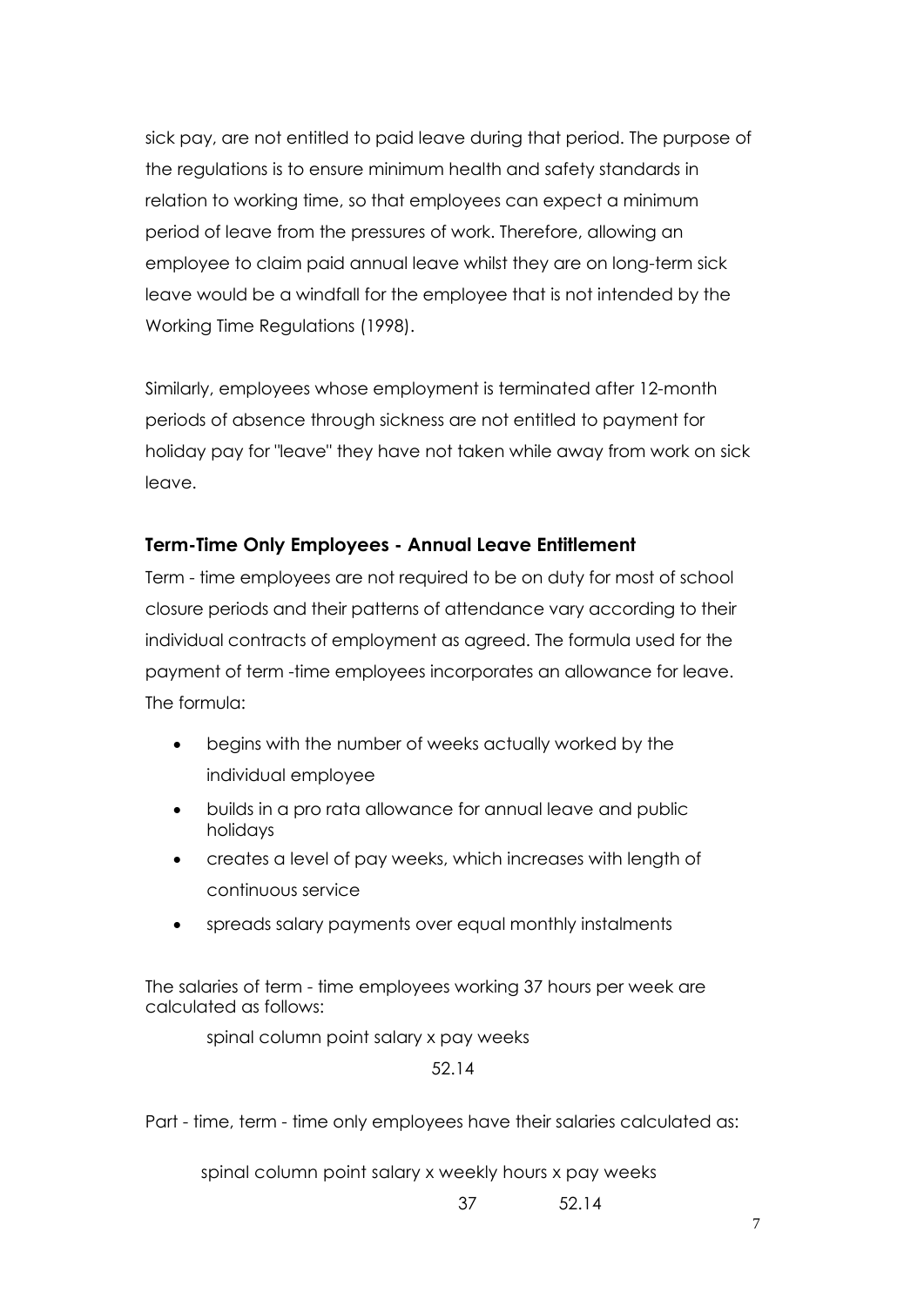sick pay, are not entitled to paid leave during that period. The purpose of the regulations is to ensure minimum health and safety standards in relation to working time, so that employees can expect a minimum period of leave from the pressures of work. Therefore, allowing an employee to claim paid annual leave whilst they are on long-term sick leave would be a windfall for the employee that is not intended by the Working Time Regulations (1998).

Similarly, employees whose employment is terminated after 12-month periods of absence through sickness are not entitled to payment for holiday pay for "leave" they have not taken while away from work on sick leave.

### Term-Time Only Employees - Annual Leave Entitlement

Term - time employees are not required to be on duty for most of school closure periods and their patterns of attendance vary according to their individual contracts of employment as agreed. The formula used for the payment of term -time employees incorporates an allowance for leave. The formula:

- begins with the number of weeks actually worked by the individual employee
- builds in a pro rata allowance for annual leave and public holidays
- creates a level of pay weeks, which increases with length of continuous service
- spreads salary payments over equal monthly instalments

The salaries of term - time employees working 37 hours per week are calculated as follows:

$$\frac{\text{spinal column point salary} \times \text{pay weeks}}{52.14}$$

Part - time, term - time only employees have their salaries calculated as:

$$\text{spinal column point salary} \times \frac{\text{weekly hours}}{37} \times \frac{\text{pay weeks}}{52.14}$$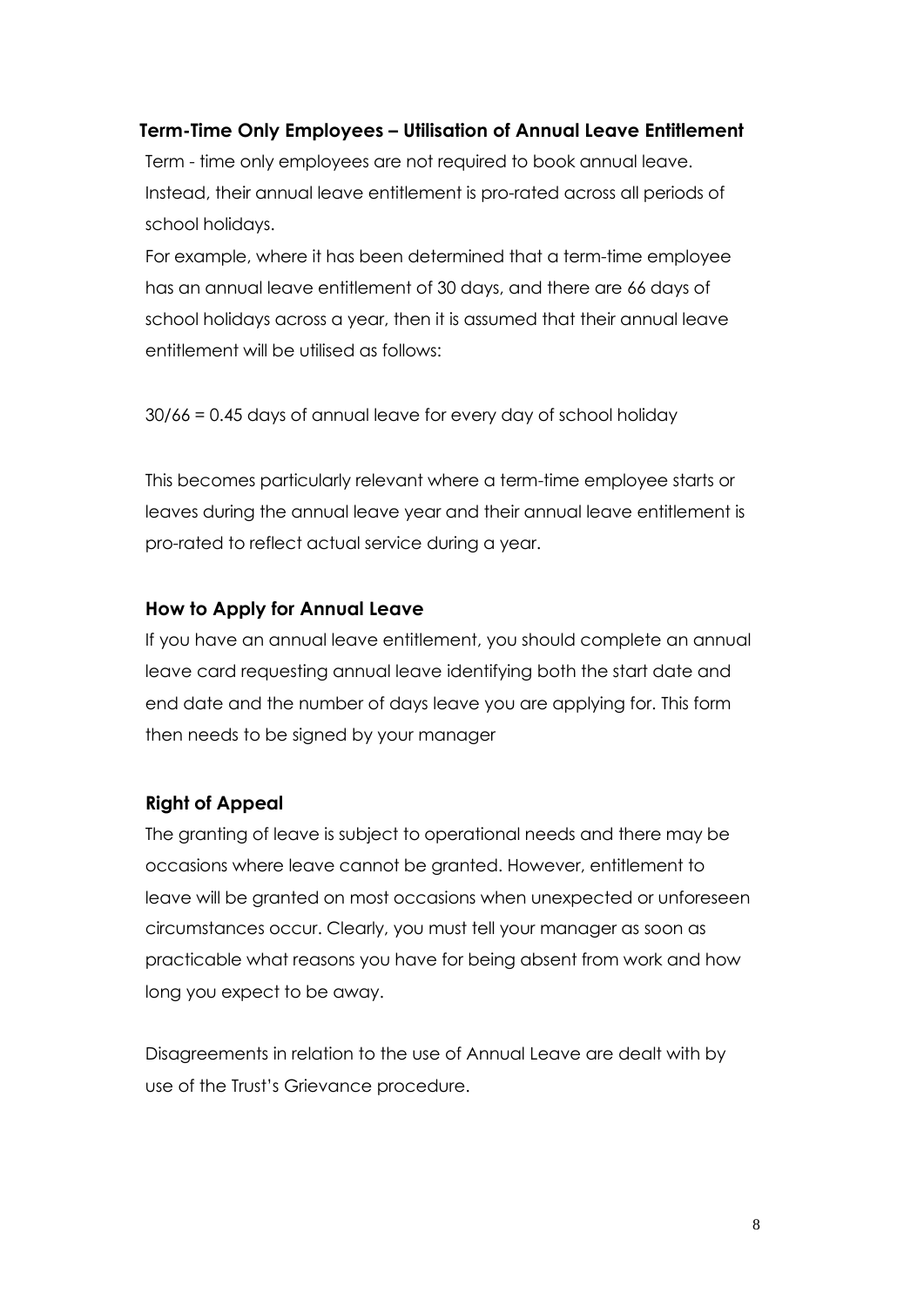**Term-Time Only Employees – Utilisation of Annual Leave Entitlement**

Term - time only employees are not required to book annual leave. Instead, their annual leave entitlement is pro-rated across all periods of school holidays.

For example, where it has been determined that a term-time employee has an annual leave entitlement of 30 days, and there are 66 days of school holidays across a year, then it is assumed that their annual leave entitlement will be utilised as follows:

30/66 = 0.45 days of annual leave for every day of school holiday

This becomes particularly relevant where a term-time employee starts or leaves during the annual leave year and their annual leave entitlement is pro-rated to reflect actual service during a year.

**How to Apply for Annual Leave**

If you have an annual leave entitlement, you should complete an annual leave card requesting annual leave identifying both the start date and end date and the number of days leave you are applying for. This form then needs to be signed by your manager

**Right of Appeal**

The granting of leave is subject to operational needs and there may be occasions where leave cannot be granted. However, entitlement to leave will be granted on most occasions when unexpected or unforeseen circumstances occur. Clearly, you must tell your manager as soon as practicable what reasons you have for being absent from work and how long you expect to be away.

Disagreements in relation to the use of Annual Leave are dealt with by use of the Trust's Grievance procedure.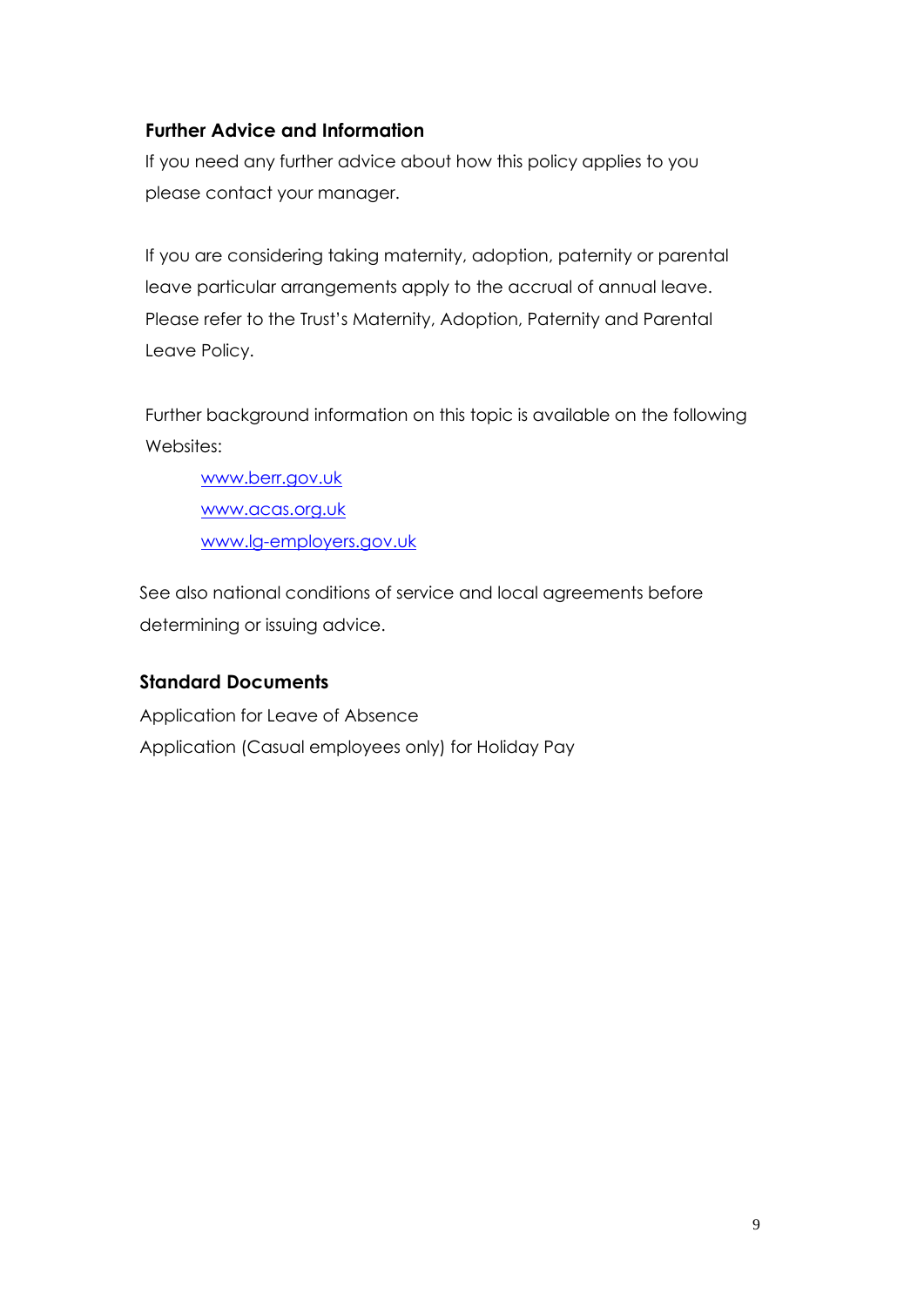### Further Advice and Information

If you need any further advice about how this policy applies to you please contact your manager.

If you are considering taking maternity, adoption, paternity or parental leave particular arrangements apply to the accrual of annual leave. Please refer to the Trust's Maternity, Adoption, Paternity and Parental Leave Policy.

Further background information on this topic is available on the following Websites:

- [www.berr.gov.uk](http://www.berr.gov.uk)
- [www.acas.org.uk](http://www.acas.org.uk)
- [www.lg-employers.gov.uk](http://www.lg-employers.gov.uk)

See also national conditions of service and local agreements before determining or issuing advice.

### Standard Documents

Application for Leave of Absence

Application (Casual employees only) for Holiday Pay